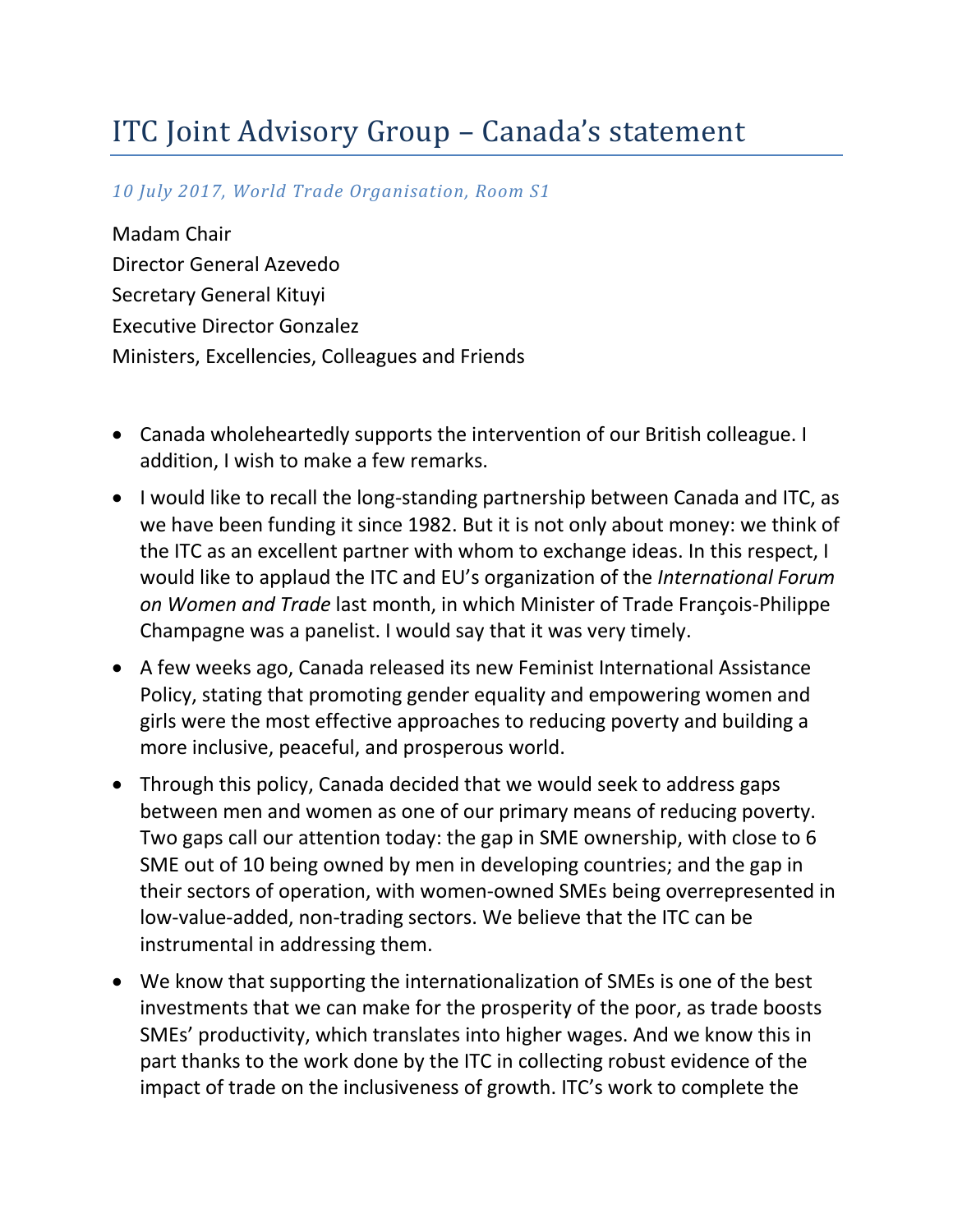# ITC Joint Advisory Group – Canada's statement

*10 July 2017, World Trade Organisation, Room S1*

Madam Chair
Director General Azevedo
Secretary General Kituyi
Executive Director Gonzalez
Ministers, Excellencies, Colleagues and Friends

- Canada wholeheartedly supports the intervention of our British colleague. I addition, I wish to make a few remarks.
- I would like to recall the long-standing partnership between Canada and ITC, as we have been funding it since 1982. But it is not only about money: we think of the ITC as an excellent partner with whom to exchange ideas. In this respect, I would like to applaud the ITC and EU's organization of the *International Forum on Women and Trade* last month, in which Minister of Trade François-Philippe Champagne was a panelist. I would say that it was very timely.
- A few weeks ago, Canada released its new Feminist International Assistance Policy, stating that promoting gender equality and empowering women and girls were the most effective approaches to reducing poverty and building a more inclusive, peaceful, and prosperous world.
- Through this policy, Canada decided that we would seek to address gaps between men and women as one of our primary means of reducing poverty. Two gaps call our attention today: the gap in SME ownership, with close to 6 SME out of 10 being owned by men in developing countries; and the gap in their sectors of operation, with women-owned SMEs being overrepresented in low-value-added, non-trading sectors. We believe that the ITC can be instrumental in addressing them.
- We know that supporting the internationalization of SMEs is one of the best investments that we can make for the prosperity of the poor, as trade boosts SMEs' productivity, which translates into higher wages. And we know this in part thanks to the work done by the ITC in collecting robust evidence of the impact of trade on the inclusiveness of growth. ITC's work to complete the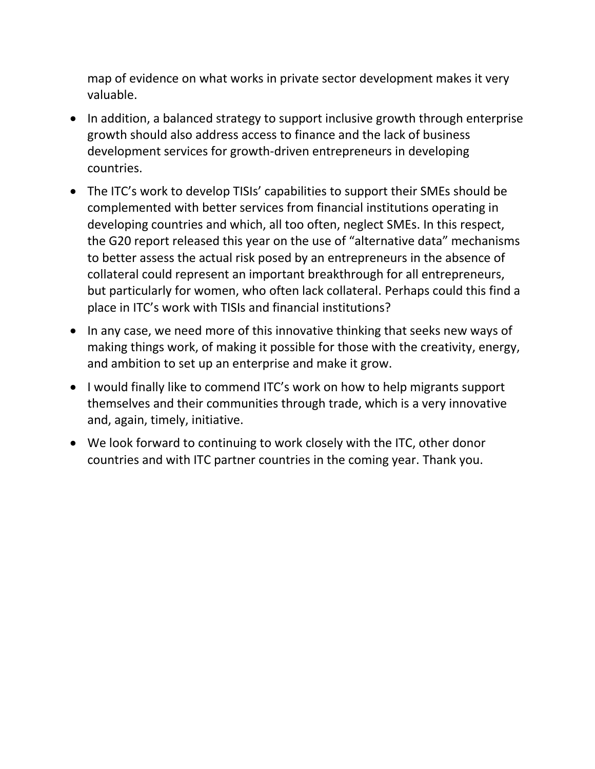map of evidence on what works in private sector development makes it very valuable.

- In addition, a balanced strategy to support inclusive growth through enterprise growth should also address access to finance and the lack of business development services for growth-driven entrepreneurs in developing countries.
- The ITC's work to develop TISIs' capabilities to support their SMEs should be complemented with better services from financial institutions operating in developing countries and which, all too often, neglect SMEs. In this respect, the G20 report released this year on the use of "alternative data" mechanisms to better assess the actual risk posed by an entrepreneurs in the absence of collateral could represent an important breakthrough for all entrepreneurs, but particularly for women, who often lack collateral. Perhaps could this find a place in ITC's work with TISIs and financial institutions?
- In any case, we need more of this innovative thinking that seeks new ways of making things work, of making it possible for those with the creativity, energy, and ambition to set up an enterprise and make it grow.
- I would finally like to commend ITC's work on how to help migrants support themselves and their communities through trade, which is a very innovative and, again, timely, initiative.
- We look forward to continuing to work closely with the ITC, other donor countries and with ITC partner countries in the coming year. Thank you.